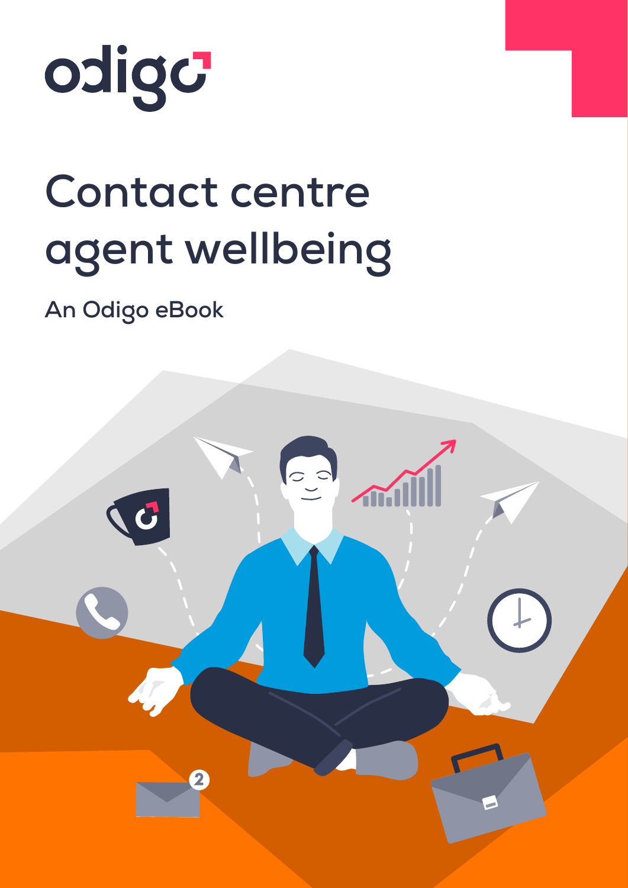odigo

# Contact centre agent wellbeing

An Odigo eBook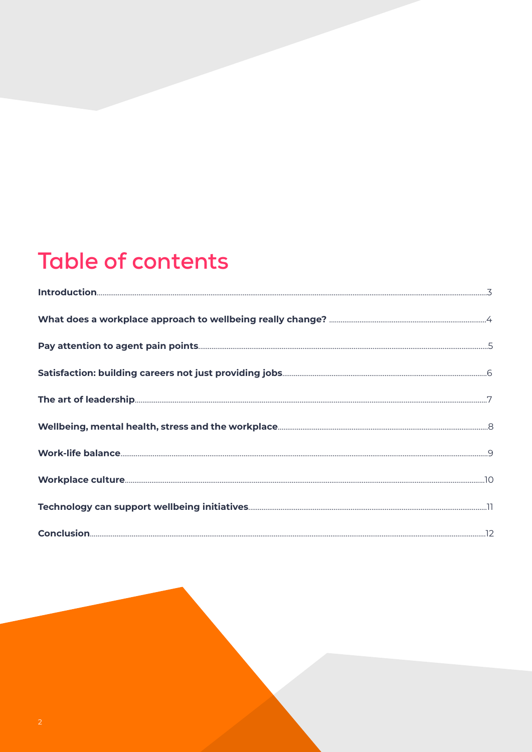# Table of contents

| | |
|---|---|
| **Introduction** | 3 |
| **What does a workplace approach to wellbeing really change?** | 4 |
| **Pay attention to agent pain points** | 5 |
| **Satisfaction: building careers not just providing jobs** | 6 |
| **The art of leadership** | 7 |
| **Wellbeing, mental health, stress and the workplace** | 8 |
| **Work-life balance** | 9 |
| **Workplace culture** | 10 |
| **Technology can support wellbeing initiatives** | 11 |
| **Conclusion** | 12 |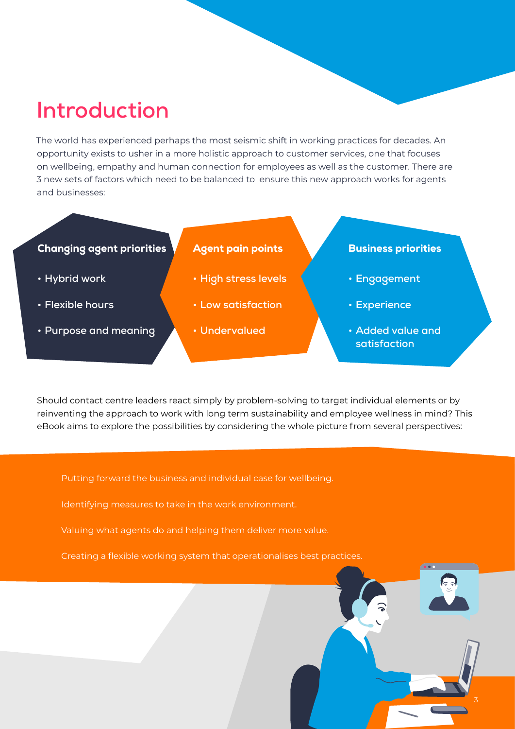# Introduction

The world has experienced perhaps the most seismic shift in working practices for decades. An opportunity exists to usher in a more holistic approach to customer services, one that focuses on wellbeing, empathy and human connection for employees as well as the customer. There are 3 new sets of factors which need to be balanced to ensure this new approach works for agents and businesses:

**Changing agent priorities**

- Hybrid work
- Flexible hours
- Purpose and meaning

**Agent pain points**

- High stress levels
- Low satisfaction
- Undervalued

**Business priorities**

- Engagement
- Experience
- Added value and satisfaction

Should contact centre leaders react simply by problem-solving to target individual elements or by reinventing the approach to work with long term sustainability and employee wellness in mind? This eBook aims to explore the possibilities by considering the whole picture from several perspectives:

Putting forward the business and individual case for wellbeing.

Identifying measures to take in the work environment.

Valuing what agents do and helping them deliver more value.

Creating a flexible working system that operationalises best practices.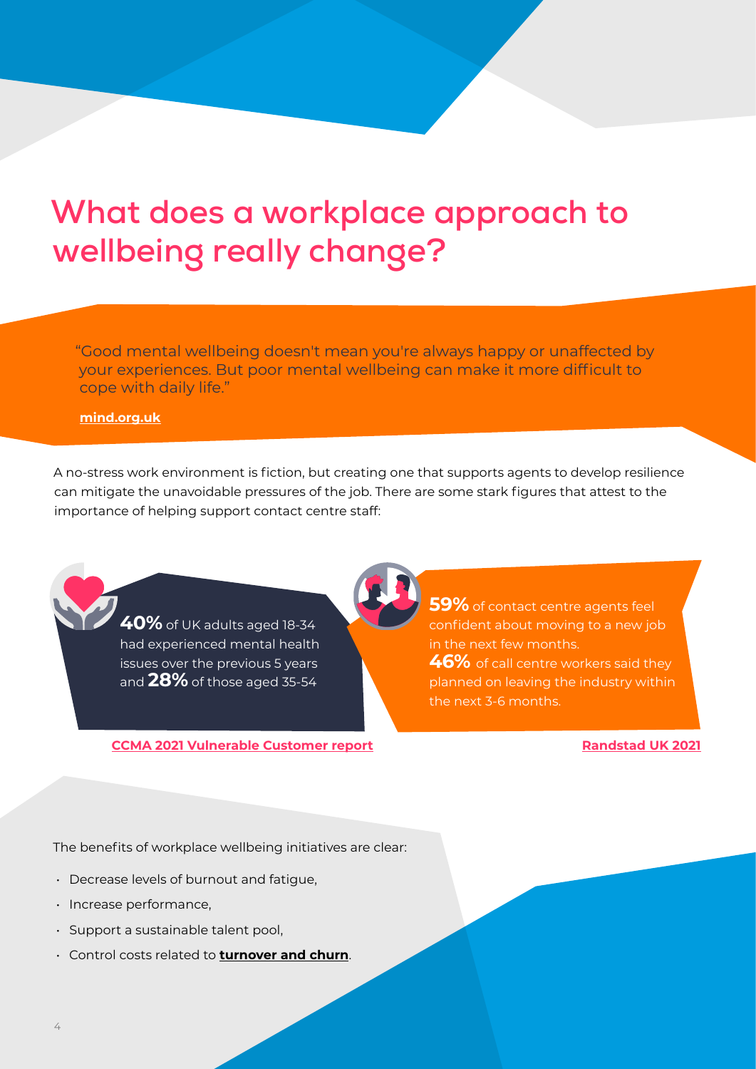# What does a workplace approach to wellbeing really change?

> "Good mental wellbeing doesn't mean you're always happy or unaffected by your experiences. But poor mental wellbeing can make it more difficult to cope with daily life."
>
> **mind.org.uk**

A no-stress work environment is fiction, but creating one that supports agents to develop resilience can mitigate the unavoidable pressures of the job. There are some stark figures that attest to the importance of helping support contact centre staff:

**40%** of UK adults aged 18-34 had experienced mental health issues over the previous 5 years and **28%** of those aged 35-54

**CCMA 2021 Vulnerable Customer report**

**59%** of contact centre agents feel confident about moving to a new job in the next few months.

**46%** of call centre workers said they planned on leaving the industry within the next 3-6 months.

**Randstad UK 2021**

The benefits of workplace wellbeing initiatives are clear:

- Decrease levels of burnout and fatigue,
- Increase performance,
- Support a sustainable talent pool,
- Control costs related to **turnover and churn**.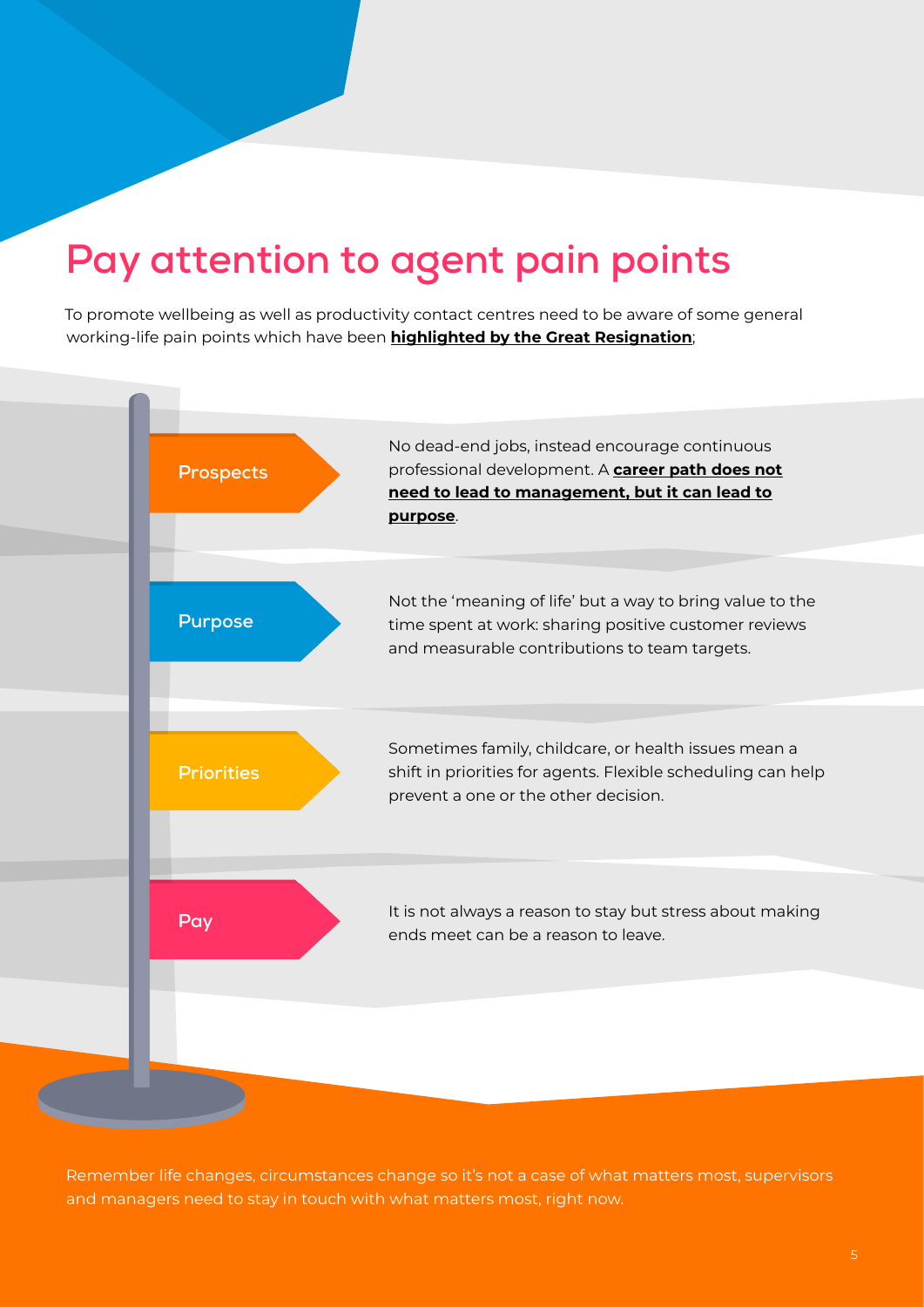# Pay attention to agent pain points

To promote wellbeing as well as productivity contact centres need to be aware of some general working-life pain points which have been **highlighted by the Great Resignation**;

**Prospects**

No dead-end jobs, instead encourage continuous professional development. A **career path does not need to lead to management, but it can lead to purpose**.

**Purpose**

Not the 'meaning of life' but a way to bring value to the time spent at work: sharing positive customer reviews and measurable contributions to team targets.

**Priorities**

Sometimes family, childcare, or health issues mean a shift in priorities for agents. Flexible scheduling can help prevent a one or the other decision.

**Pay**

It is not always a reason to stay but stress about making ends meet can be a reason to leave.

Remember life changes, circumstances change so it's not a case of what matters most, supervisors and managers need to stay in touch with what matters most, right now.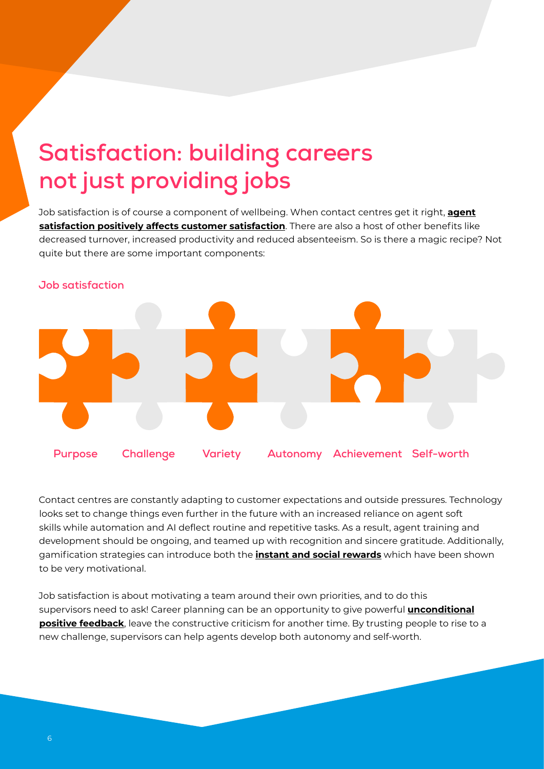# Satisfaction: building careers not just providing jobs

Job satisfaction is of course a component of wellbeing. When contact centres get it right, **agent satisfaction positively affects customer satisfaction**. There are also a host of other benefits like decreased turnover, increased productivity and reduced absenteeism. So is there a magic recipe? Not quite but there are some important components:

**Job satisfaction**

Purpose Challenge Variety Autonomy Achievement Self-worth

Contact centres are constantly adapting to customer expectations and outside pressures. Technology looks set to change things even further in the future with an increased reliance on agent soft skills while automation and AI deflect routine and repetitive tasks. As a result, agent training and development should be ongoing, and teamed up with recognition and sincere gratitude. Additionally, gamification strategies can introduce both the **instant and social rewards** which have been shown to be very motivational.

Job satisfaction is about motivating a team around their own priorities, and to do this supervisors need to ask! Career planning can be an opportunity to give powerful **unconditional positive feedback**, leave the constructive criticism for another time. By trusting people to rise to a new challenge, supervisors can help agents develop both autonomy and self-worth.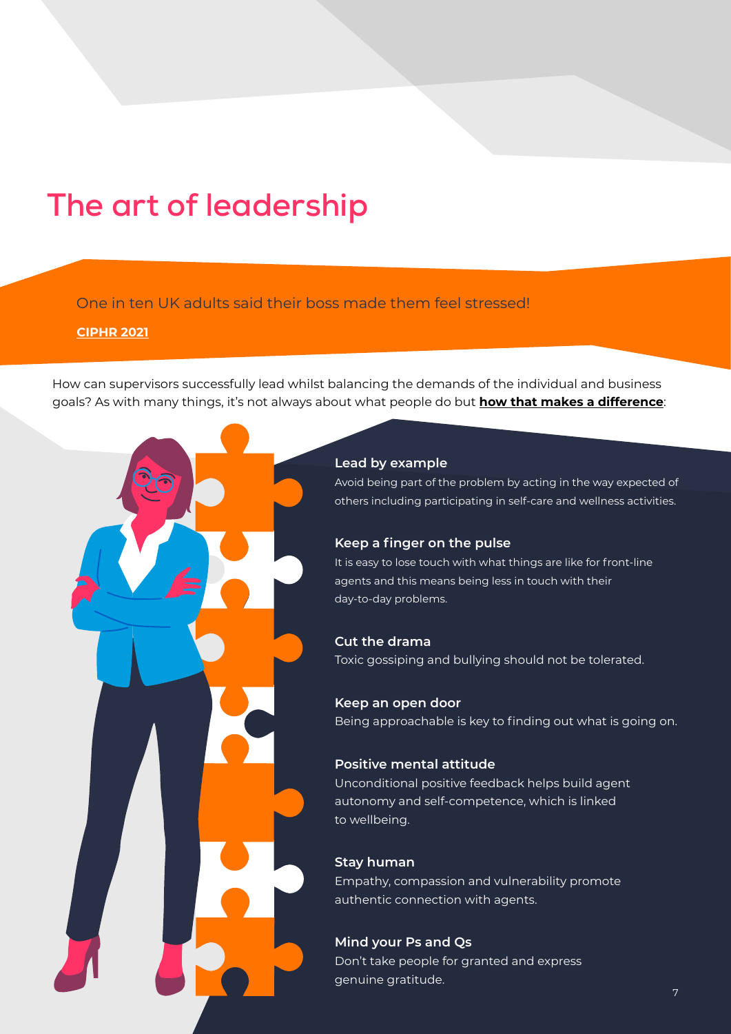# The art of leadership

One in ten UK adults said their boss made them feel stressed!

**CIPHR 2021**

How can supervisors successfully lead whilst balancing the demands of the individual and business goals? As with many things, it's not always about what people do but **how that makes a difference**:

### Lead by example

Avoid being part of the problem by acting in the way expected of others including participating in self-care and wellness activities.

### Keep a finger on the pulse

It is easy to lose touch with what things are like for front-line agents and this means being less in touch with their day-to-day problems.

### Cut the drama

Toxic gossiping and bullying should not be tolerated.

### Keep an open door

Being approachable is key to finding out what is going on.

### Positive mental attitude

Unconditional positive feedback helps build agent autonomy and self-competence, which is linked to wellbeing.

### Stay human

Empathy, compassion and vulnerability promote authentic connection with agents.

### Mind your Ps and Qs

Don't take people for granted and express genuine gratitude.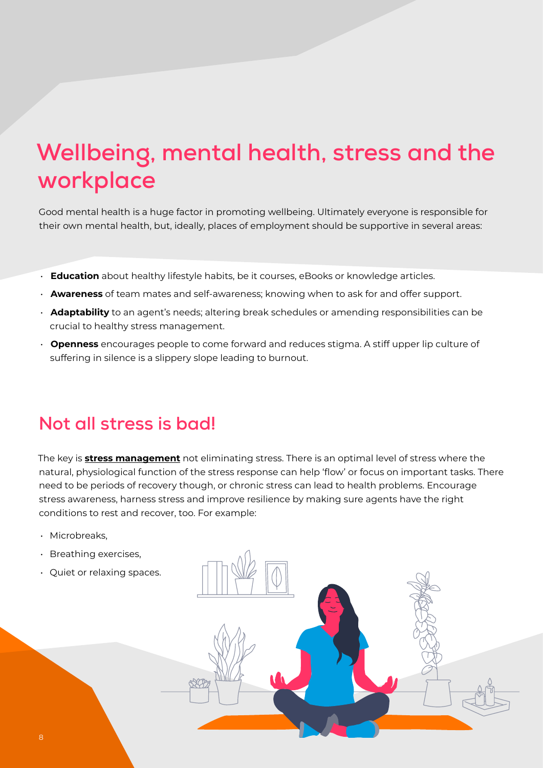# Wellbeing, mental health, stress and the workplace

Good mental health is a huge factor in promoting wellbeing. Ultimately everyone is responsible for their own mental health, but, ideally, places of employment should be supportive in several areas:

- **Education** about healthy lifestyle habits, be it courses, eBooks or knowledge articles.
- **Awareness** of team mates and self-awareness; knowing when to ask for and offer support.
- **Adaptability** to an agent's needs; altering break schedules or amending responsibilities can be crucial to healthy stress management.
- **Openness** encourages people to come forward and reduces stigma. A stiff upper lip culture of suffering in silence is a slippery slope leading to burnout.

## Not all stress is bad!

The key is **stress management** not eliminating stress. There is an optimal level of stress where the natural, physiological function of the stress response can help 'flow' or focus on important tasks. There need to be periods of recovery though, or chronic stress can lead to health problems. Encourage stress awareness, harness stress and improve resilience by making sure agents have the right conditions to rest and recover, too. For example:

- Microbreaks,
- Breathing exercises,
- Quiet or relaxing spaces.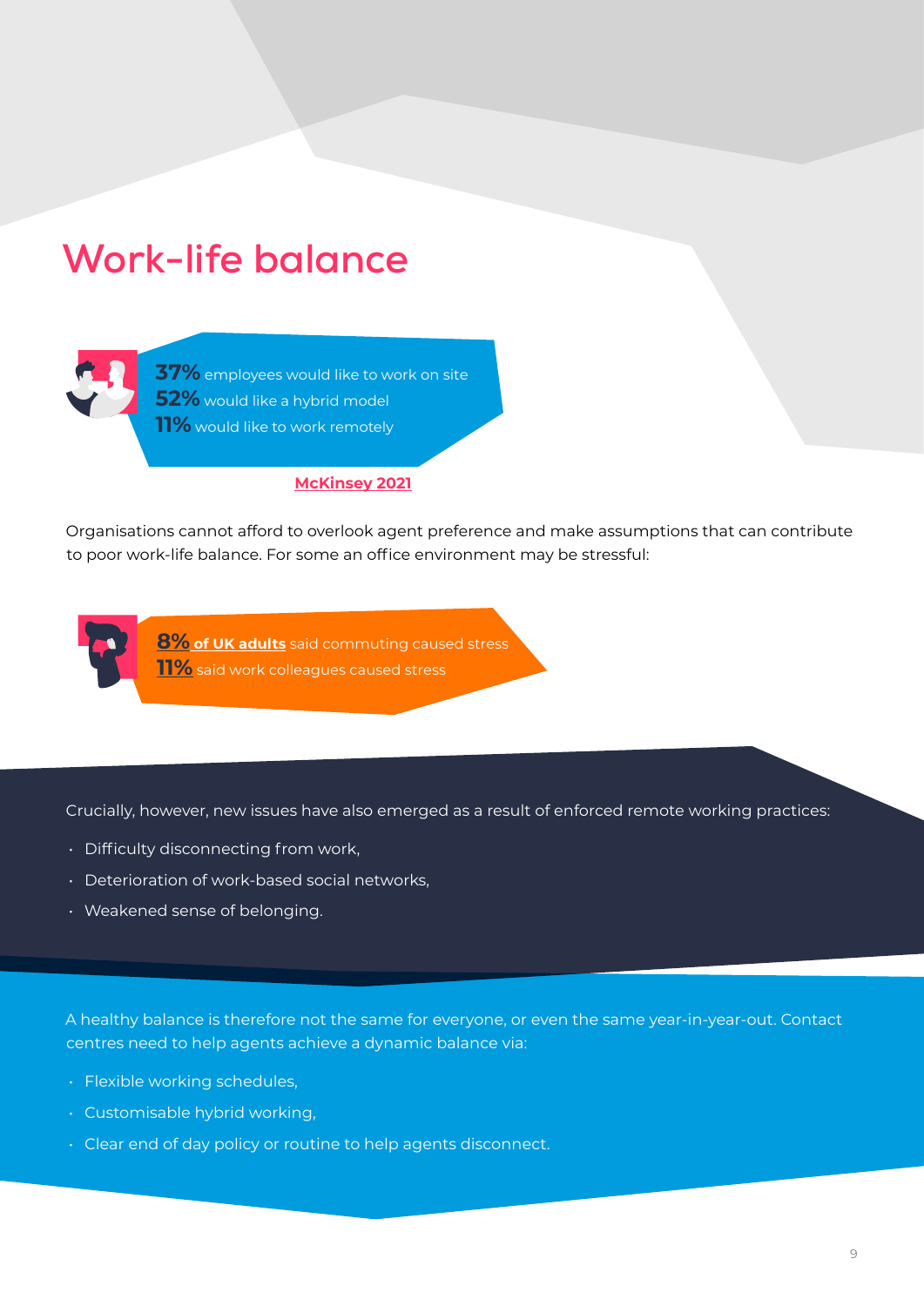# Work-life balance

**37%** employees would like to work on site
**52%** would like a hybrid model
**11%** would like to work remotely

**McKinsey 2021**

Organisations cannot afford to overlook agent preference and make assumptions that can contribute to poor work-life balance. For some an office environment may be stressful:

**8%** **of UK adults** said commuting caused stress
**11%** said work colleagues caused stress

Crucially, however, new issues have also emerged as a result of enforced remote working practices:

- Difficulty disconnecting from work,
- Deterioration of work-based social networks,
- Weakened sense of belonging.

A healthy balance is therefore not the same for everyone, or even the same year-in-year-out. Contact centres need to help agents achieve a dynamic balance via:

- Flexible working schedules,
- Customisable hybrid working,
- Clear end of day policy or routine to help agents disconnect.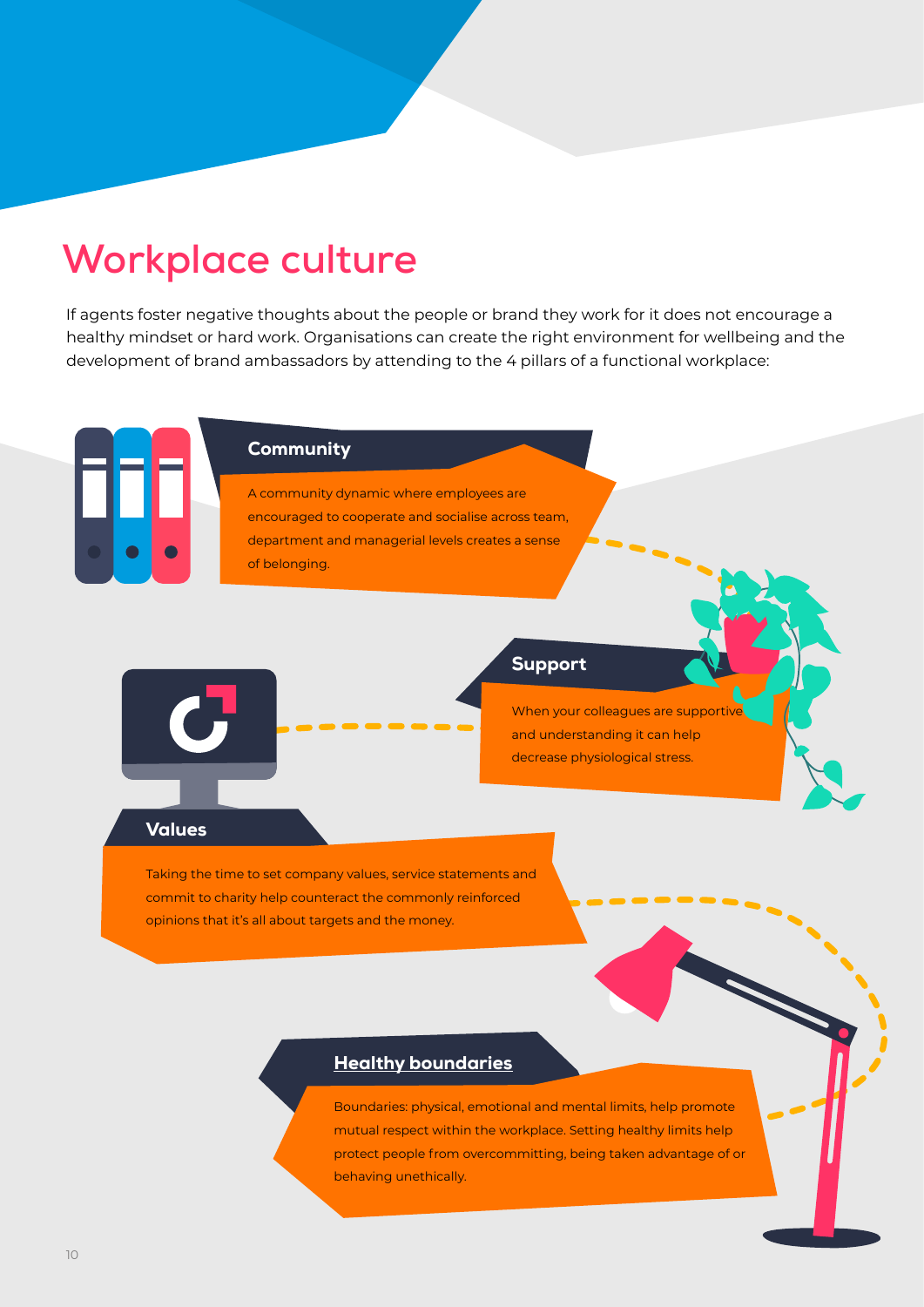# Workplace culture

If agents foster negative thoughts about the people or brand they work for it does not encourage a healthy mindset or hard work. Organisations can create the right environment for wellbeing and the development of brand ambassadors by attending to the 4 pillars of a functional workplace:

### Community

A community dynamic where employees are encouraged to cooperate and socialise across team, department and managerial levels creates a sense of belonging.

### Support

When your colleagues are supportive and understanding it can help decrease physiological stress.

### Values

Taking the time to set company values, service statements and commit to charity help counteract the commonly reinforced opinions that it's all about targets and the money.

### Healthy boundaries

Boundaries: physical, emotional and mental limits, help promote mutual respect within the workplace. Setting healthy limits help protect people from overcommitting, being taken advantage of or behaving unethically.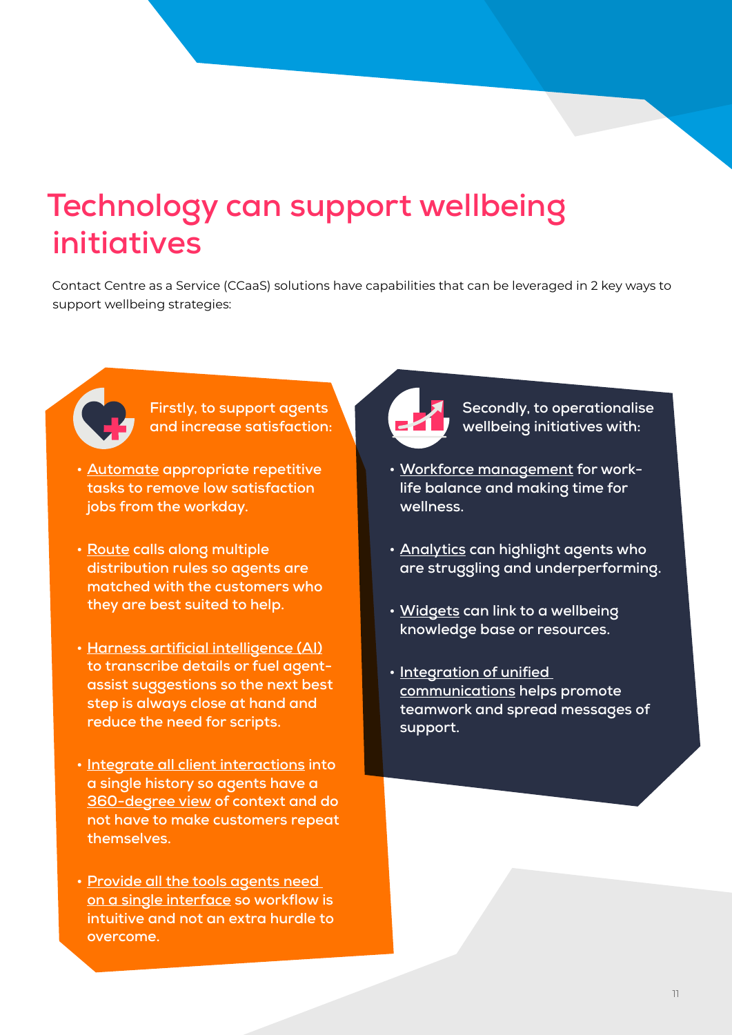# Technology can support wellbeing initiatives

Contact Centre as a Service (CCaaS) solutions have capabilities that can be leveraged in 2 key ways to support wellbeing strategies:

**Firstly, to support agents and increase satisfaction:**

- **Automate appropriate repetitive tasks to remove low satisfaction jobs from the workday.**
- **Route calls along multiple distribution rules so agents are matched with the customers who they are best suited to help.**
- **Harness artificial intelligence (AI) to transcribe details or fuel agent-assist suggestions so the next best step is always close at hand and reduce the need for scripts.**
- **Integrate all client interactions into a single history so agents have a 360-degree view of context and do not have to make customers repeat themselves.**
- **Provide all the tools agents need on a single interface so workflow is intuitive and not an extra hurdle to overcome.**

**Secondly, to operationalise wellbeing initiatives with:**

- **Workforce management for work-life balance and making time for wellness.**
- **Analytics can highlight agents who are struggling and underperforming.**
- **Widgets can link to a wellbeing knowledge base or resources.**
- **Integration of unified communications helps promote teamwork and spread messages of support.**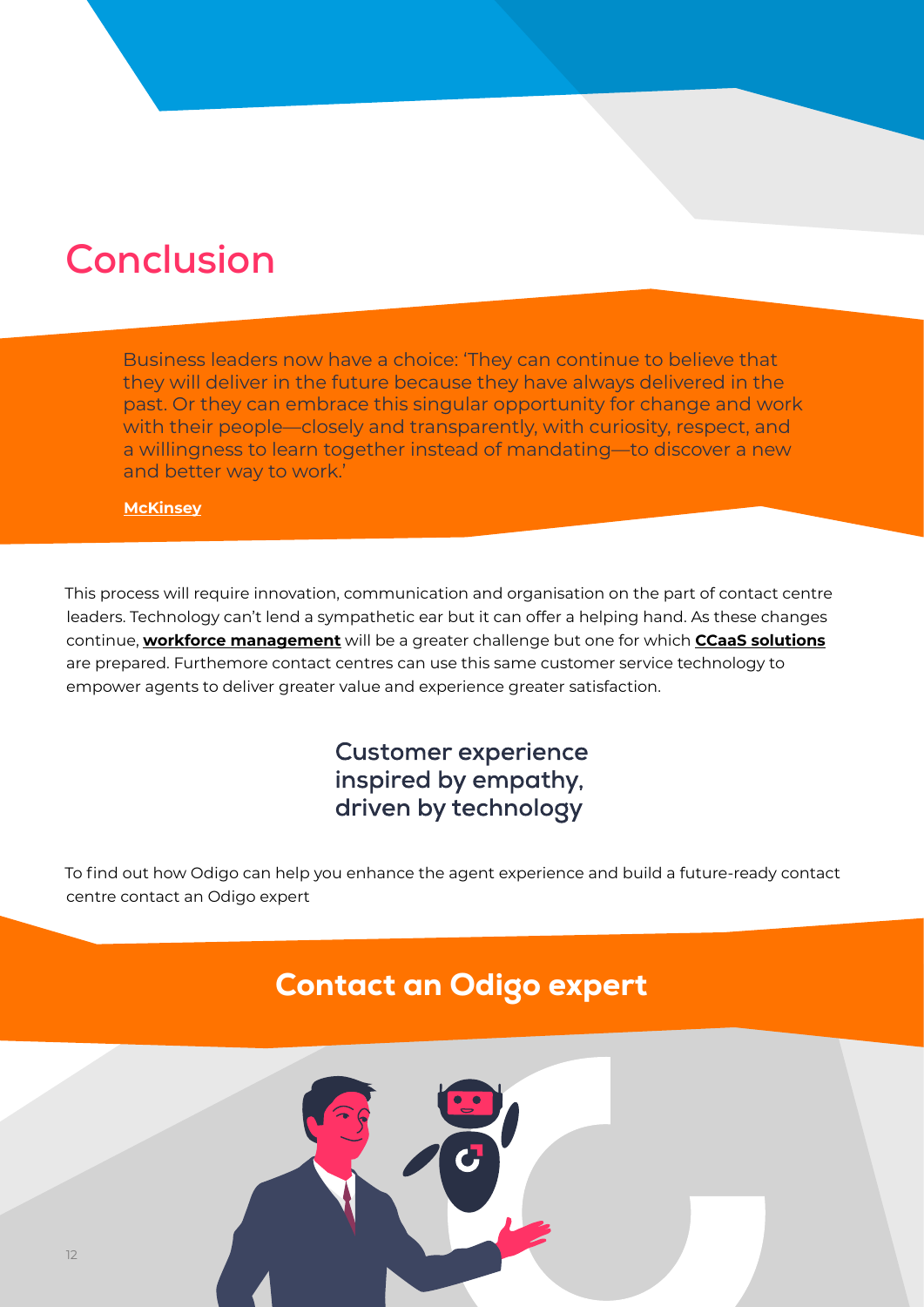# Conclusion

> Business leaders now have a choice: 'They can continue to believe that they will deliver in the future because they have always delivered in the past. Or they can embrace this singular opportunity for change and work with their people—closely and transparently, with curiosity, respect, and a willingness to learn together instead of mandating—to discover a new and better way to work.'
>
> **McKinsey**

This process will require innovation, communication and organisation on the part of contact centre leaders. Technology can't lend a sympathetic ear but it can offer a helping hand. As these changes continue, **workforce management** will be a greater challenge but one for which **CCaaS solutions** are prepared. Furthermore contact centres can use this same customer service technology to empower agents to deliver greater value and experience greater satisfaction.

**Customer experience inspired by empathy, driven by technology**

To find out how Odigo can help you enhance the agent experience and build a future-ready contact centre contact an Odigo expert

## Contact an Odigo expert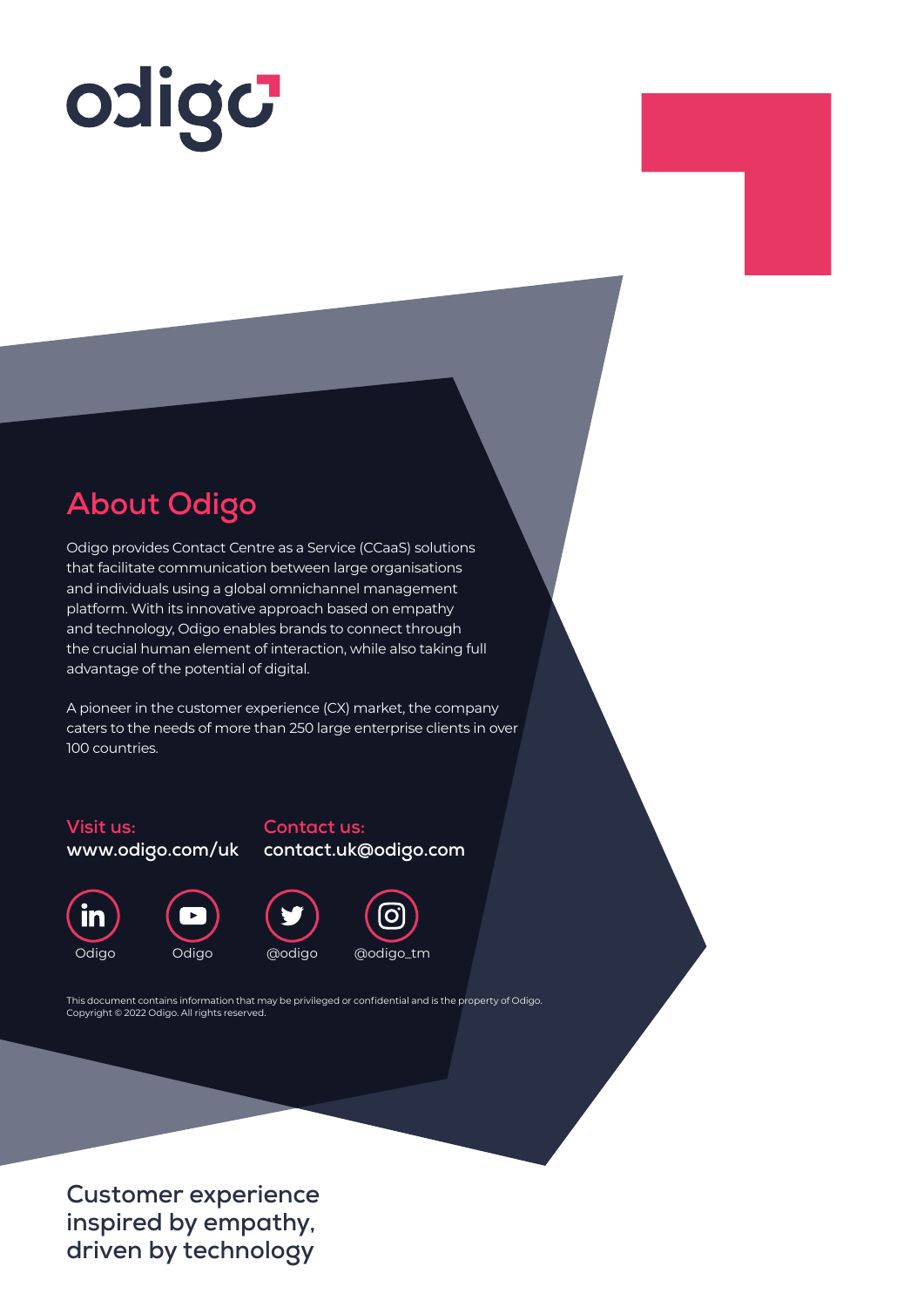odigo

## About Odigo

Odigo provides Contact Centre as a Service (CCaaS) solutions that facilitate communication between large organisations and individuals using a global omnichannel management platform. With its innovative approach based on empathy and technology, Odigo enables brands to connect through the crucial human element of interaction, while also taking full advantage of the potential of digital.

A pioneer in the customer experience (CX) market, the company caters to the needs of more than 250 large enterprise clients in over 100 countries.

**Visit us:**
**www.odigo.com/uk**

**Contact us:**
**contact.uk@odigo.com**

Odigo
Odigo
@odigo
@odigo_tm

This document contains information that may be privileged or confidential and is the property of Odigo.
Copyright © 2022 Odigo. All rights reserved.

**Customer experience inspired by empathy, driven by technology**